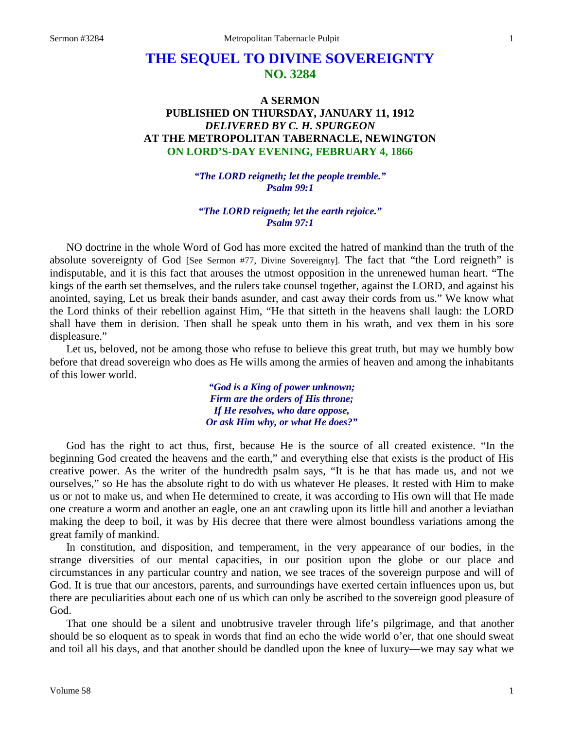# THE SEQUEL TO DIVINE SOVEREIGNTY
## NO. 3284

### A SERMON
### PUBLISHED ON THURSDAY, JANUARY 11, 1912
### *DELIVERED BY C. H. SPURGEON*
### AT THE METROPOLITAN TABERNACLE, NEWINGTON
### ON LORD'S-DAY EVENING, FEBRUARY 4, 1866

*"The LORD reigneth; let the people tremble."*
*Psalm 99:1*

*"The LORD reigneth; let the earth rejoice."*
*Psalm 97:1*

NO doctrine in the whole Word of God has more excited the hatred of mankind than the truth of the absolute sovereignty of God [See Sermon #77, Divine Sovereignty]. The fact that "the Lord reigneth" is indisputable, and it is this fact that arouses the utmost opposition in the unrenewed human heart. "The kings of the earth set themselves, and the rulers take counsel together, against the LORD, and against his anointed, saying, Let us break their bands asunder, and cast away their cords from us." We know what the Lord thinks of their rebellion against Him, "He that sitteth in the heavens shall laugh: the LORD shall have them in derision. Then shall he speak unto them in his wrath, and vex them in his sore displeasure."

Let us, beloved, not be among those who refuse to believe this great truth, but may we humbly bow before that dread sovereign who does as He wills among the armies of heaven and among the inhabitants of this lower world.

*"God is a King of power unknown;*
*Firm are the orders of His throne;*
*If He resolves, who dare oppose,*
*Or ask Him why, or what He does?"*

God has the right to act thus, first, because He is the source of all created existence. "In the beginning God created the heavens and the earth," and everything else that exists is the product of His creative power. As the writer of the hundredth psalm says, "It is he that has made us, and not we ourselves," so He has the absolute right to do with us whatever He pleases. It rested with Him to make us or not to make us, and when He determined to create, it was according to His own will that He made one creature a worm and another an eagle, one an ant crawling upon its little hill and another a leviathan making the deep to boil, it was by His decree that there were almost boundless variations among the great family of mankind.

In constitution, and disposition, and temperament, in the very appearance of our bodies, in the strange diversities of our mental capacities, in our position upon the globe or our place and circumstances in any particular country and nation, we see traces of the sovereign purpose and will of God. It is true that our ancestors, parents, and surroundings have exerted certain influences upon us, but there are peculiarities about each one of us which can only be ascribed to the sovereign good pleasure of God.

That one should be a silent and unobtrusive traveler through life's pilgrimage, and that another should be so eloquent as to speak in words that find an echo the wide world o'er, that one should sweat and toil all his days, and that another should be dandled upon the knee of luxury—we may say what we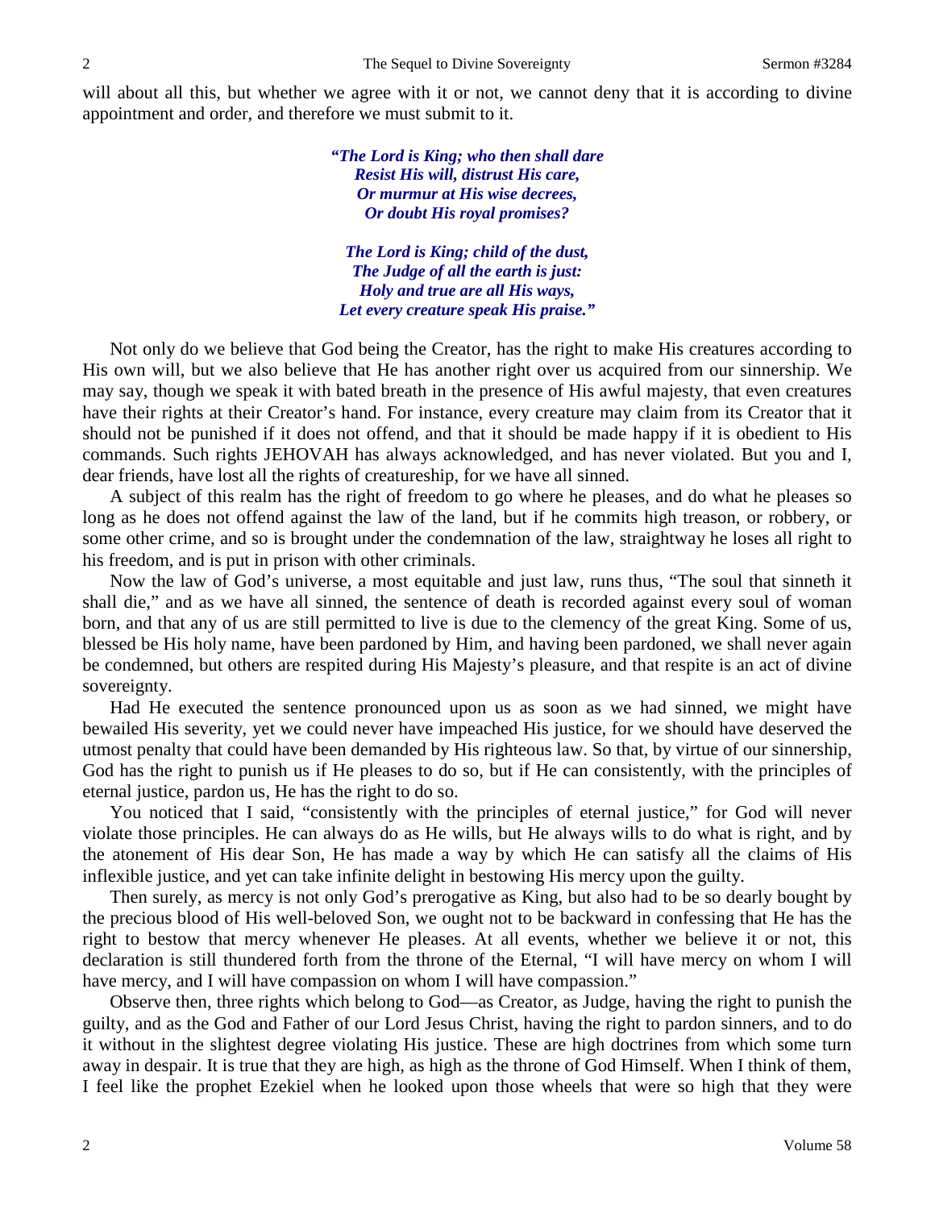will about all this, but whether we agree with it or not, we cannot deny that it is according to divine appointment and order, and therefore we must submit to it.

> ***"The Lord is King; who then shall dare***
> ***Resist His will, distrust His care,***
> ***Or murmur at His wise decrees,***
> ***Or doubt His royal promises?***
>
> ***The Lord is King; child of the dust,***
> ***The Judge of all the earth is just:***
> ***Holy and true are all His ways,***
> ***Let every creature speak His praise."***

Not only do we believe that God being the Creator, has the right to make His creatures according to His own will, but we also believe that He has another right over us acquired from our sinnership. We may say, though we speak it with bated breath in the presence of His awful majesty, that even creatures have their rights at their Creator's hand. For instance, every creature may claim from its Creator that it should not be punished if it does not offend, and that it should be made happy if it is obedient to His commands. Such rights JEHOVAH has always acknowledged, and has never violated. But you and I, dear friends, have lost all the rights of creatureship, for we have all sinned.

A subject of this realm has the right of freedom to go where he pleases, and do what he pleases so long as he does not offend against the law of the land, but if he commits high treason, or robbery, or some other crime, and so is brought under the condemnation of the law, straightway he loses all right to his freedom, and is put in prison with other criminals.

Now the law of God's universe, a most equitable and just law, runs thus, "The soul that sinneth it shall die," and as we have all sinned, the sentence of death is recorded against every soul of woman born, and that any of us are still permitted to live is due to the clemency of the great King. Some of us, blessed be His holy name, have been pardoned by Him, and having been pardoned, we shall never again be condemned, but others are respited during His Majesty's pleasure, and that respite is an act of divine sovereignty.

Had He executed the sentence pronounced upon us as soon as we had sinned, we might have bewailed His severity, yet we could never have impeached His justice, for we should have deserved the utmost penalty that could have been demanded by His righteous law. So that, by virtue of our sinnership, God has the right to punish us if He pleases to do so, but if He can consistently, with the principles of eternal justice, pardon us, He has the right to do so.

You noticed that I said, "consistently with the principles of eternal justice," for God will never violate those principles. He can always do as He wills, but He always wills to do what is right, and by the atonement of His dear Son, He has made a way by which He can satisfy all the claims of His inflexible justice, and yet can take infinite delight in bestowing His mercy upon the guilty.

Then surely, as mercy is not only God's prerogative as King, but also had to be so dearly bought by the precious blood of His well-beloved Son, we ought not to be backward in confessing that He has the right to bestow that mercy whenever He pleases. At all events, whether we believe it or not, this declaration is still thundered forth from the throne of the Eternal, "I will have mercy on whom I will have mercy, and I will have compassion on whom I will have compassion."

Observe then, three rights which belong to God—as Creator, as Judge, having the right to punish the guilty, and as the God and Father of our Lord Jesus Christ, having the right to pardon sinners, and to do it without in the slightest degree violating His justice. These are high doctrines from which some turn away in despair. It is true that they are high, as high as the throne of God Himself. When I think of them, I feel like the prophet Ezekiel when he looked upon those wheels that were so high that they were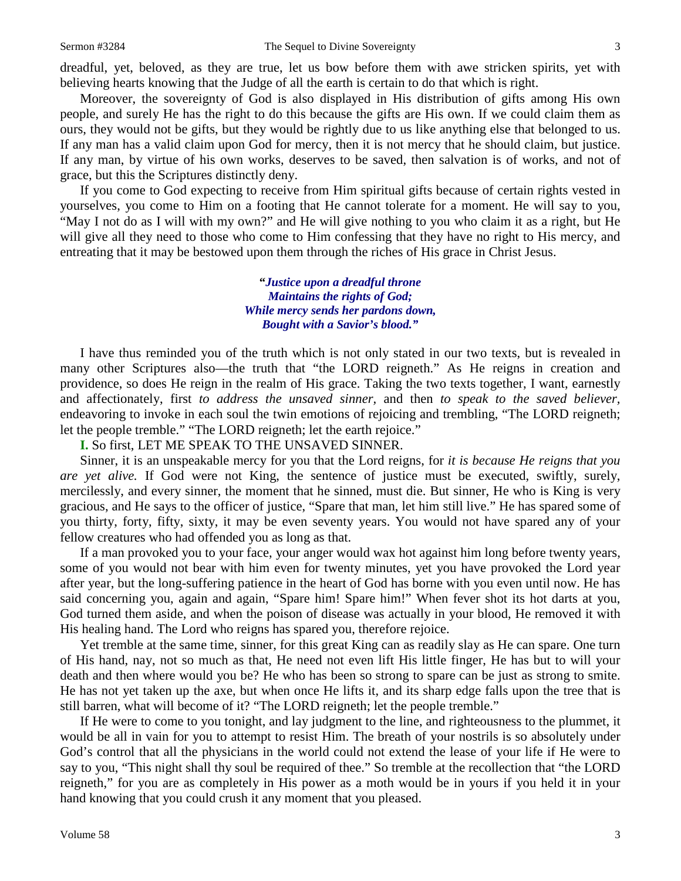dreadful, yet, beloved, as they are true, let us bow before them with awe stricken spirits, yet with believing hearts knowing that the Judge of all the earth is certain to do that which is right.

Moreover, the sovereignty of God is also displayed in His distribution of gifts among His own people, and surely He has the right to do this because the gifts are His own. If we could claim them as ours, they would not be gifts, but they would be rightly due to us like anything else that belonged to us. If any man has a valid claim upon God for mercy, then it is not mercy that he should claim, but justice. If any man, by virtue of his own works, deserves to be saved, then salvation is of works, and not of grace, but this the Scriptures distinctly deny.

If you come to God expecting to receive from Him spiritual gifts because of certain rights vested in yourselves, you come to Him on a footing that He cannot tolerate for a moment. He will say to you, "May I not do as I will with my own?" and He will give nothing to you who claim it as a right, but He will give all they need to those who come to Him confessing that they have no right to His mercy, and entreating that it may be bestowed upon them through the riches of His grace in Christ Jesus.

> ***"Justice upon a dreadful throne***
> ***Maintains the rights of God;***
> ***While mercy sends her pardons down,***
> ***Bought with a Savior's blood."***

I have thus reminded you of the truth which is not only stated in our two texts, but is revealed in many other Scriptures also—the truth that "the LORD reigneth." As He reigns in creation and providence, so does He reign in the realm of His grace. Taking the two texts together, I want, earnestly and affectionately, first *to address the unsaved sinner,* and then *to speak to the saved believer,* endeavoring to invoke in each soul the twin emotions of rejoicing and trembling, "The LORD reigneth; let the people tremble." "The LORD reigneth; let the earth rejoice."

**I.** So first, LET ME SPEAK TO THE UNSAVED SINNER.

Sinner, it is an unspeakable mercy for you that the Lord reigns, for *it is because He reigns that you are yet alive.* If God were not King, the sentence of justice must be executed, swiftly, surely, mercilessly, and every sinner, the moment that he sinned, must die. But sinner, He who is King is very gracious, and He says to the officer of justice, "Spare that man, let him still live." He has spared some of you thirty, forty, fifty, sixty, it may be even seventy years. You would not have spared any of your fellow creatures who had offended you as long as that.

If a man provoked you to your face, your anger would wax hot against him long before twenty years, some of you would not bear with him even for twenty minutes, yet you have provoked the Lord year after year, but the long-suffering patience in the heart of God has borne with you even until now. He has said concerning you, again and again, "Spare him! Spare him!" When fever shot its hot darts at you, God turned them aside, and when the poison of disease was actually in your blood, He removed it with His healing hand. The Lord who reigns has spared you, therefore rejoice.

Yet tremble at the same time, sinner, for this great King can as readily slay as He can spare. One turn of His hand, nay, not so much as that, He need not even lift His little finger, He has but to will your death and then where would you be? He who has been so strong to spare can be just as strong to smite. He has not yet taken up the axe, but when once He lifts it, and its sharp edge falls upon the tree that is still barren, what will become of it? "The LORD reigneth; let the people tremble."

If He were to come to you tonight, and lay judgment to the line, and righteousness to the plummet, it would be all in vain for you to attempt to resist Him. The breath of your nostrils is so absolutely under God's control that all the physicians in the world could not extend the lease of your life if He were to say to you, "This night shall thy soul be required of thee." So tremble at the recollection that "the LORD reigneth," for you are as completely in His power as a moth would be in yours if you held it in your hand knowing that you could crush it any moment that you pleased.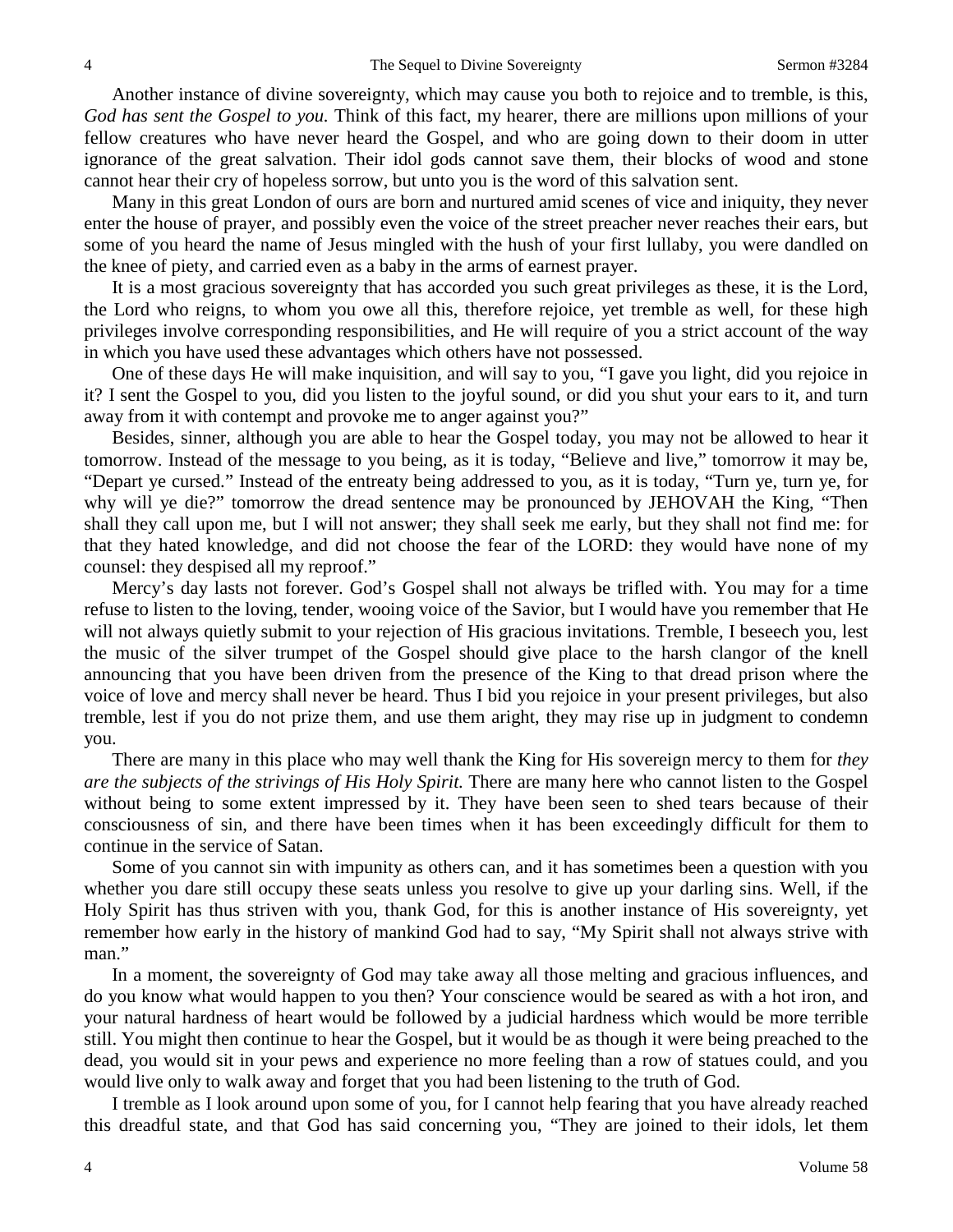Another instance of divine sovereignty, which may cause you both to rejoice and to tremble, is this, *God has sent the Gospel to you.* Think of this fact, my hearer, there are millions upon millions of your fellow creatures who have never heard the Gospel, and who are going down to their doom in utter ignorance of the great salvation. Their idol gods cannot save them, their blocks of wood and stone cannot hear their cry of hopeless sorrow, but unto you is the word of this salvation sent.

Many in this great London of ours are born and nurtured amid scenes of vice and iniquity, they never enter the house of prayer, and possibly even the voice of the street preacher never reaches their ears, but some of you heard the name of Jesus mingled with the hush of your first lullaby, you were dandled on the knee of piety, and carried even as a baby in the arms of earnest prayer.

It is a most gracious sovereignty that has accorded you such great privileges as these, it is the Lord, the Lord who reigns, to whom you owe all this, therefore rejoice, yet tremble as well, for these high privileges involve corresponding responsibilities, and He will require of you a strict account of the way in which you have used these advantages which others have not possessed.

One of these days He will make inquisition, and will say to you, "I gave you light, did you rejoice in it? I sent the Gospel to you, did you listen to the joyful sound, or did you shut your ears to it, and turn away from it with contempt and provoke me to anger against you?"

Besides, sinner, although you are able to hear the Gospel today, you may not be allowed to hear it tomorrow. Instead of the message to you being, as it is today, "Believe and live," tomorrow it may be, "Depart ye cursed." Instead of the entreaty being addressed to you, as it is today, "Turn ye, turn ye, for why will ye die?" tomorrow the dread sentence may be pronounced by JEHOVAH the King, "Then shall they call upon me, but I will not answer; they shall seek me early, but they shall not find me: for that they hated knowledge, and did not choose the fear of the LORD: they would have none of my counsel: they despised all my reproof."

Mercy's day lasts not forever. God's Gospel shall not always be trifled with. You may for a time refuse to listen to the loving, tender, wooing voice of the Savior, but I would have you remember that He will not always quietly submit to your rejection of His gracious invitations. Tremble, I beseech you, lest the music of the silver trumpet of the Gospel should give place to the harsh clangor of the knell announcing that you have been driven from the presence of the King to that dread prison where the voice of love and mercy shall never be heard. Thus I bid you rejoice in your present privileges, but also tremble, lest if you do not prize them, and use them aright, they may rise up in judgment to condemn you.

There are many in this place who may well thank the King for His sovereign mercy to them for *they are the subjects of the strivings of His Holy Spirit.* There are many here who cannot listen to the Gospel without being to some extent impressed by it. They have been seen to shed tears because of their consciousness of sin, and there have been times when it has been exceedingly difficult for them to continue in the service of Satan.

Some of you cannot sin with impunity as others can, and it has sometimes been a question with you whether you dare still occupy these seats unless you resolve to give up your darling sins. Well, if the Holy Spirit has thus striven with you, thank God, for this is another instance of His sovereignty, yet remember how early in the history of mankind God had to say, "My Spirit shall not always strive with man."

In a moment, the sovereignty of God may take away all those melting and gracious influences, and do you know what would happen to you then? Your conscience would be seared as with a hot iron, and your natural hardness of heart would be followed by a judicial hardness which would be more terrible still. You might then continue to hear the Gospel, but it would be as though it were being preached to the dead, you would sit in your pews and experience no more feeling than a row of statues could, and you would live only to walk away and forget that you had been listening to the truth of God.

I tremble as I look around upon some of you, for I cannot help fearing that you have already reached this dreadful state, and that God has said concerning you, "They are joined to their idols, let them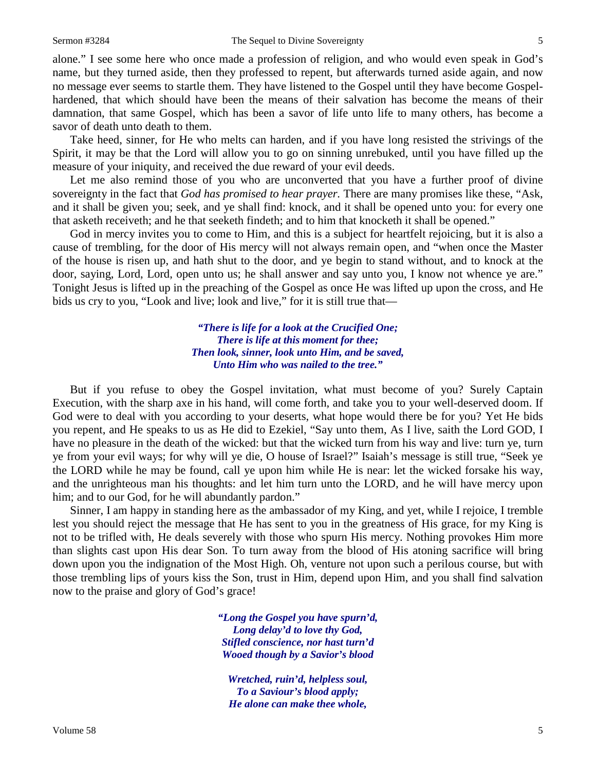alone." I see some here who once made a profession of religion, and who would even speak in God's name, but they turned aside, then they professed to repent, but afterwards turned aside again, and now no message ever seems to startle them. They have listened to the Gospel until they have become Gospel-hardened, that which should have been the means of their salvation has become the means of their damnation, that same Gospel, which has been a savor of life unto life to many others, has become a savor of death unto death to them.

Take heed, sinner, for He who melts can harden, and if you have long resisted the strivings of the Spirit, it may be that the Lord will allow you to go on sinning unrebuked, until you have filled up the measure of your iniquity, and received the due reward of your evil deeds.

Let me also remind those of you who are unconverted that you have a further proof of divine sovereignty in the fact that *God has promised to hear prayer.* There are many promises like these, "Ask, and it shall be given you; seek, and ye shall find: knock, and it shall be opened unto you: for every one that asketh receiveth; and he that seeketh findeth; and to him that knocketh it shall be opened."

God in mercy invites you to come to Him, and this is a subject for heartfelt rejoicing, but it is also a cause of trembling, for the door of His mercy will not always remain open, and "when once the Master of the house is risen up, and hath shut to the door, and ye begin to stand without, and to knock at the door, saying, Lord, Lord, open unto us; he shall answer and say unto you, I know not whence ye are." Tonight Jesus is lifted up in the preaching of the Gospel as once He was lifted up upon the cross, and He bids us cry to you, "Look and live; look and live," for it is still true that—

***"There is life for a look at the Crucified One;***
***There is life at this moment for thee;***
***Then look, sinner, look unto Him, and be saved,***
***Unto Him who was nailed to the tree."***

But if you refuse to obey the Gospel invitation, what must become of you? Surely Captain Execution, with the sharp axe in his hand, will come forth, and take you to your well-deserved doom. If God were to deal with you according to your deserts, what hope would there be for you? Yet He bids you repent, and He speaks to us as He did to Ezekiel, "Say unto them, As I live, saith the Lord GOD, I have no pleasure in the death of the wicked: but that the wicked turn from his way and live: turn ye, turn ye from your evil ways; for why will ye die, O house of Israel?" Isaiah's message is still true, "Seek ye the LORD while he may be found, call ye upon him while He is near: let the wicked forsake his way, and the unrighteous man his thoughts: and let him turn unto the LORD, and he will have mercy upon him; and to our God, for he will abundantly pardon."

Sinner, I am happy in standing here as the ambassador of my King, and yet, while I rejoice, I tremble lest you should reject the message that He has sent to you in the greatness of His grace, for my King is not to be trifled with, He deals severely with those who spurn His mercy. Nothing provokes Him more than slights cast upon His dear Son. To turn away from the blood of His atoning sacrifice will bring down upon you the indignation of the Most High. Oh, venture not upon such a perilous course, but with those trembling lips of yours kiss the Son, trust in Him, depend upon Him, and you shall find salvation now to the praise and glory of God's grace!

***"Long the Gospel you have spurn'd,***
***Long delay'd to love thy God,***
***Stifled conscience, nor hast turn'd***
***Wooed though by a Savior's blood***

***Wretched, ruin'd, helpless soul,***
***To a Saviour's blood apply;***
***He alone can make thee whole,***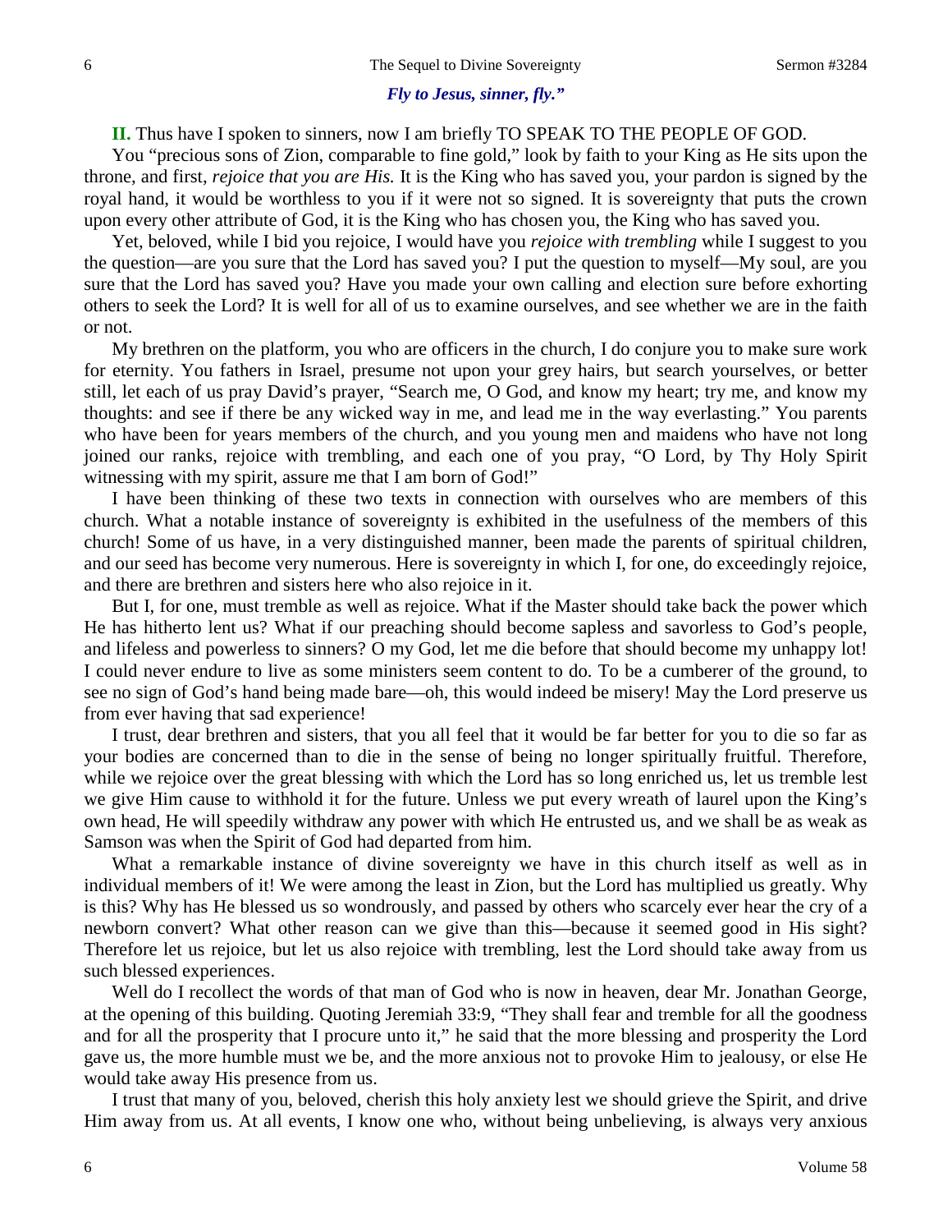***Fly to Jesus, sinner, fly."***

**II.** Thus have I spoken to sinners, now I am briefly TO SPEAK TO THE PEOPLE OF GOD.

You "precious sons of Zion, comparable to fine gold," look by faith to your King as He sits upon the throne, and first, *rejoice that you are His.* It is the King who has saved you, your pardon is signed by the royal hand, it would be worthless to you if it were not so signed. It is sovereignty that puts the crown upon every other attribute of God, it is the King who has chosen you, the King who has saved you.

Yet, beloved, while I bid you rejoice, I would have you *rejoice with trembling* while I suggest to you the question—are you sure that the Lord has saved you? I put the question to myself—My soul, are you sure that the Lord has saved you? Have you made your own calling and election sure before exhorting others to seek the Lord? It is well for all of us to examine ourselves, and see whether we are in the faith or not.

My brethren on the platform, you who are officers in the church, I do conjure you to make sure work for eternity. You fathers in Israel, presume not upon your grey hairs, but search yourselves, or better still, let each of us pray David's prayer, "Search me, O God, and know my heart; try me, and know my thoughts: and see if there be any wicked way in me, and lead me in the way everlasting." You parents who have been for years members of the church, and you young men and maidens who have not long joined our ranks, rejoice with trembling, and each one of you pray, "O Lord, by Thy Holy Spirit witnessing with my spirit, assure me that I am born of God!"

I have been thinking of these two texts in connection with ourselves who are members of this church. What a notable instance of sovereignty is exhibited in the usefulness of the members of this church! Some of us have, in a very distinguished manner, been made the parents of spiritual children, and our seed has become very numerous. Here is sovereignty in which I, for one, do exceedingly rejoice, and there are brethren and sisters here who also rejoice in it.

But I, for one, must tremble as well as rejoice. What if the Master should take back the power which He has hitherto lent us? What if our preaching should become sapless and savorless to God's people, and lifeless and powerless to sinners? O my God, let me die before that should become my unhappy lot! I could never endure to live as some ministers seem content to do. To be a cumberer of the ground, to see no sign of God's hand being made bare—oh, this would indeed be misery! May the Lord preserve us from ever having that sad experience!

I trust, dear brethren and sisters, that you all feel that it would be far better for you to die so far as your bodies are concerned than to die in the sense of being no longer spiritually fruitful. Therefore, while we rejoice over the great blessing with which the Lord has so long enriched us, let us tremble lest we give Him cause to withhold it for the future. Unless we put every wreath of laurel upon the King's own head, He will speedily withdraw any power with which He entrusted us, and we shall be as weak as Samson was when the Spirit of God had departed from him.

What a remarkable instance of divine sovereignty we have in this church itself as well as in individual members of it! We were among the least in Zion, but the Lord has multiplied us greatly. Why is this? Why has He blessed us so wondrously, and passed by others who scarcely ever hear the cry of a newborn convert? What other reason can we give than this—because it seemed good in His sight? Therefore let us rejoice, but let us also rejoice with trembling, lest the Lord should take away from us such blessed experiences.

Well do I recollect the words of that man of God who is now in heaven, dear Mr. Jonathan George, at the opening of this building. Quoting Jeremiah 33:9, "They shall fear and tremble for all the goodness and for all the prosperity that I procure unto it," he said that the more blessing and prosperity the Lord gave us, the more humble must we be, and the more anxious not to provoke Him to jealousy, or else He would take away His presence from us.

I trust that many of you, beloved, cherish this holy anxiety lest we should grieve the Spirit, and drive Him away from us. At all events, I know one who, without being unbelieving, is always very anxious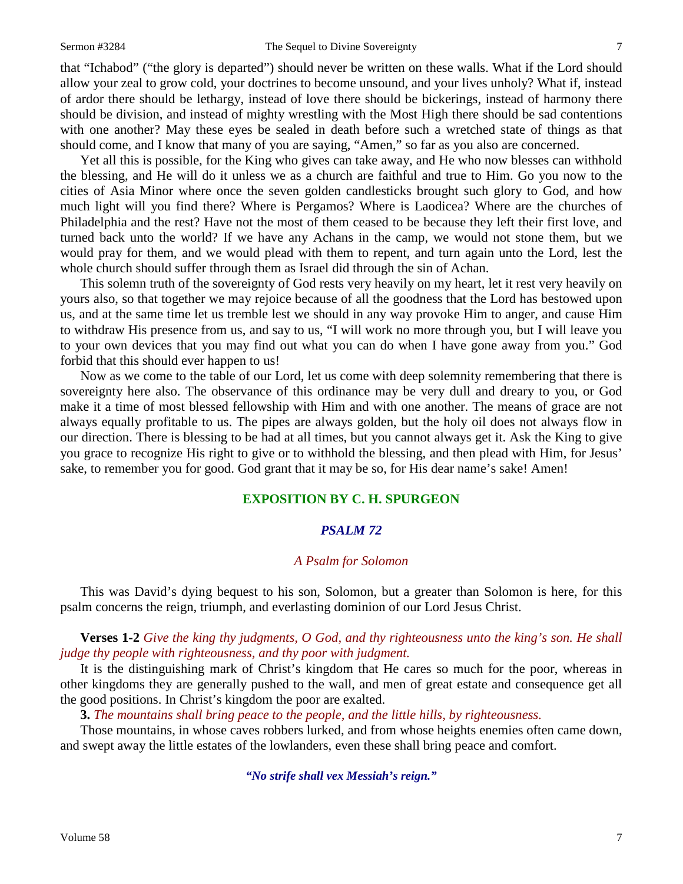that "Ichabod" ("the glory is departed") should never be written on these walls. What if the Lord should allow your zeal to grow cold, your doctrines to become unsound, and your lives unholy? What if, instead of ardor there should be lethargy, instead of love there should be bickerings, instead of harmony there should be division, and instead of mighty wrestling with the Most High there should be sad contentions with one another? May these eyes be sealed in death before such a wretched state of things as that should come, and I know that many of you are saying, "Amen," so far as you also are concerned.

Yet all this is possible, for the King who gives can take away, and He who now blesses can withhold the blessing, and He will do it unless we as a church are faithful and true to Him. Go you now to the cities of Asia Minor where once the seven golden candlesticks brought such glory to God, and how much light will you find there? Where is Pergamos? Where is Laodicea? Where are the churches of Philadelphia and the rest? Have not the most of them ceased to be because they left their first love, and turned back unto the world? If we have any Achans in the camp, we would not stone them, but we would pray for them, and we would plead with them to repent, and turn again unto the Lord, lest the whole church should suffer through them as Israel did through the sin of Achan.

This solemn truth of the sovereignty of God rests very heavily on my heart, let it rest very heavily on yours also, so that together we may rejoice because of all the goodness that the Lord has bestowed upon us, and at the same time let us tremble lest we should in any way provoke Him to anger, and cause Him to withdraw His presence from us, and say to us, "I will work no more through you, but I will leave you to your own devices that you may find out what you can do when I have gone away from you." God forbid that this should ever happen to us!

Now as we come to the table of our Lord, let us come with deep solemnity remembering that there is sovereignty here also. The observance of this ordinance may be very dull and dreary to you, or God make it a time of most blessed fellowship with Him and with one another. The means of grace are not always equally profitable to us. The pipes are always golden, but the holy oil does not always flow in our direction. There is blessing to be had at all times, but you cannot always get it. Ask the King to give you grace to recognize His right to give or to withhold the blessing, and then plead with Him, for Jesus' sake, to remember you for good. God grant that it may be so, for His dear name's sake! Amen!

## EXPOSITION BY C. H. SPURGEON

### *PSALM 72*

*A Psalm for Solomon*

This was David's dying bequest to his son, Solomon, but a greater than Solomon is here, for this psalm concerns the reign, triumph, and everlasting dominion of our Lord Jesus Christ.

**Verses 1-2** *Give the king thy judgments, O God, and thy righteousness unto the king's son. He shall judge thy people with righteousness, and thy poor with judgment.*

It is the distinguishing mark of Christ's kingdom that He cares so much for the poor, whereas in other kingdoms they are generally pushed to the wall, and men of great estate and consequence get all the good positions. In Christ's kingdom the poor are exalted.

**3.** *The mountains shall bring peace to the people, and the little hills, by righteousness.*

Those mountains, in whose caves robbers lurked, and from whose heights enemies often came down, and swept away the little estates of the lowlanders, even these shall bring peace and comfort.

***"No strife shall vex Messiah's reign."***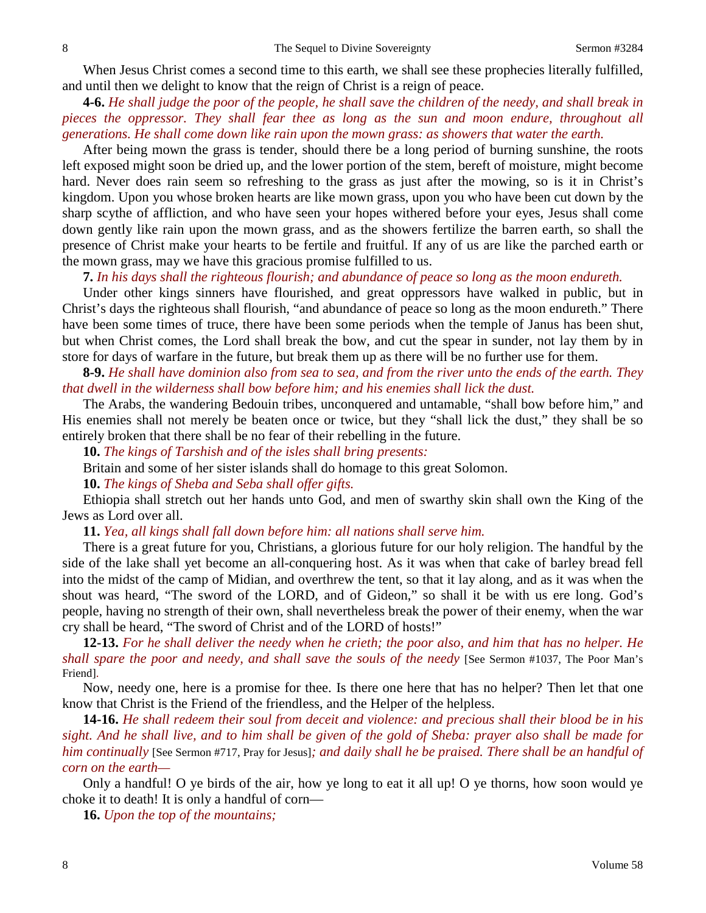When Jesus Christ comes a second time to this earth, we shall see these prophecies literally fulfilled, and until then we delight to know that the reign of Christ is a reign of peace.

**4-6.** *He shall judge the poor of the people, he shall save the children of the needy, and shall break in pieces the oppressor. They shall fear thee as long as the sun and moon endure, throughout all generations. He shall come down like rain upon the mown grass: as showers that water the earth.*

After being mown the grass is tender, should there be a long period of burning sunshine, the roots left exposed might soon be dried up, and the lower portion of the stem, bereft of moisture, might become hard. Never does rain seem so refreshing to the grass as just after the mowing, so is it in Christ's kingdom. Upon you whose broken hearts are like mown grass, upon you who have been cut down by the sharp scythe of affliction, and who have seen your hopes withered before your eyes, Jesus shall come down gently like rain upon the mown grass, and as the showers fertilize the barren earth, so shall the presence of Christ make your hearts to be fertile and fruitful. If any of us are like the parched earth or the mown grass, may we have this gracious promise fulfilled to us.

**7.** *In his days shall the righteous flourish; and abundance of peace so long as the moon endureth.*

Under other kings sinners have flourished, and great oppressors have walked in public, but in Christ's days the righteous shall flourish, "and abundance of peace so long as the moon endureth." There have been some times of truce, there have been some periods when the temple of Janus has been shut, but when Christ comes, the Lord shall break the bow, and cut the spear in sunder, not lay them by in store for days of warfare in the future, but break them up as there will be no further use for them.

**8-9.** *He shall have dominion also from sea to sea, and from the river unto the ends of the earth. They that dwell in the wilderness shall bow before him; and his enemies shall lick the dust.*

The Arabs, the wandering Bedouin tribes, unconquered and untamable, "shall bow before him," and His enemies shall not merely be beaten once or twice, but they "shall lick the dust," they shall be so entirely broken that there shall be no fear of their rebelling in the future.

**10.** *The kings of Tarshish and of the isles shall bring presents:*

Britain and some of her sister islands shall do homage to this great Solomon.

**10.** *The kings of Sheba and Seba shall offer gifts.*

Ethiopia shall stretch out her hands unto God, and men of swarthy skin shall own the King of the Jews as Lord over all.

**11.** *Yea, all kings shall fall down before him: all nations shall serve him.*

There is a great future for you, Christians, a glorious future for our holy religion. The handful by the side of the lake shall yet become an all-conquering host. As it was when that cake of barley bread fell into the midst of the camp of Midian, and overthrew the tent, so that it lay along, and as it was when the shout was heard, "The sword of the LORD, and of Gideon," so shall it be with us ere long. God's people, having no strength of their own, shall nevertheless break the power of their enemy, when the war cry shall be heard, "The sword of Christ and of the LORD of hosts!"

**12-13.** *For he shall deliver the needy when he crieth; the poor also, and him that has no helper. He shall spare the poor and needy, and shall save the souls of the needy* [See Sermon #1037, The Poor Man's Friend].

Now, needy one, here is a promise for thee. Is there one here that has no helper? Then let that one know that Christ is the Friend of the friendless, and the Helper of the helpless.

**14-16.** *He shall redeem their soul from deceit and violence: and precious shall their blood be in his sight. And he shall live, and to him shall be given of the gold of Sheba: prayer also shall be made for him continually* [See Sermon #717, Pray for Jesus]*; and daily shall he be praised. There shall be an handful of corn on the earth—*

Only a handful! O ye birds of the air, how ye long to eat it all up! O ye thorns, how soon would ye choke it to death! It is only a handful of corn—

**16.** *Upon the top of the mountains;*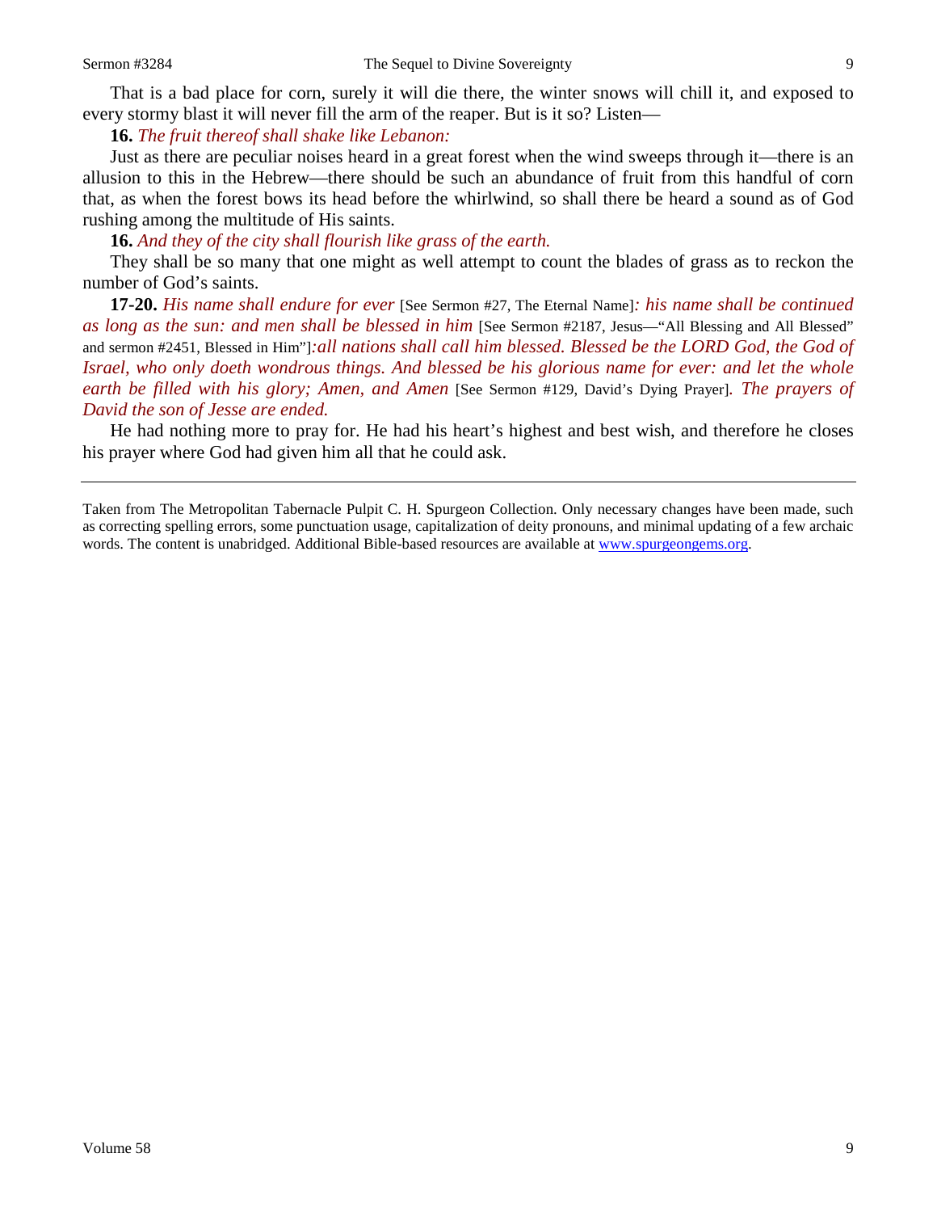That is a bad place for corn, surely it will die there, the winter snows will chill it, and exposed to every stormy blast it will never fill the arm of the reaper. But is it so? Listen—

**16.** *The fruit thereof shall shake like Lebanon:*

Just as there are peculiar noises heard in a great forest when the wind sweeps through it—there is an allusion to this in the Hebrew—there should be such an abundance of fruit from this handful of corn that, as when the forest bows its head before the whirlwind, so shall there be heard a sound as of God rushing among the multitude of His saints.

**16.** *And they of the city shall flourish like grass of the earth.*

They shall be so many that one might as well attempt to count the blades of grass as to reckon the number of God's saints.

**17-20.** *His name shall endure for ever* [See Sermon #27, The Eternal Name]*: his name shall be continued as long as the sun: and men shall be blessed in him* [See Sermon #2187, Jesus—"All Blessing and All Blessed" and sermon #2451, Blessed in Him"]*:all nations shall call him blessed. Blessed be the LORD God, the God of Israel, who only doeth wondrous things. And blessed be his glorious name for ever: and let the whole earth be filled with his glory; Amen, and Amen* [See Sermon #129, David's Dying Prayer]*. The prayers of David the son of Jesse are ended.*

He had nothing more to pray for. He had his heart's highest and best wish, and therefore he closes his prayer where God had given him all that he could ask.

---

Taken from The Metropolitan Tabernacle Pulpit C. H. Spurgeon Collection. Only necessary changes have been made, such as correcting spelling errors, some punctuation usage, capitalization of deity pronouns, and minimal updating of a few archaic words. The content is unabridged. Additional Bible-based resources are available at www.spurgeongems.org.